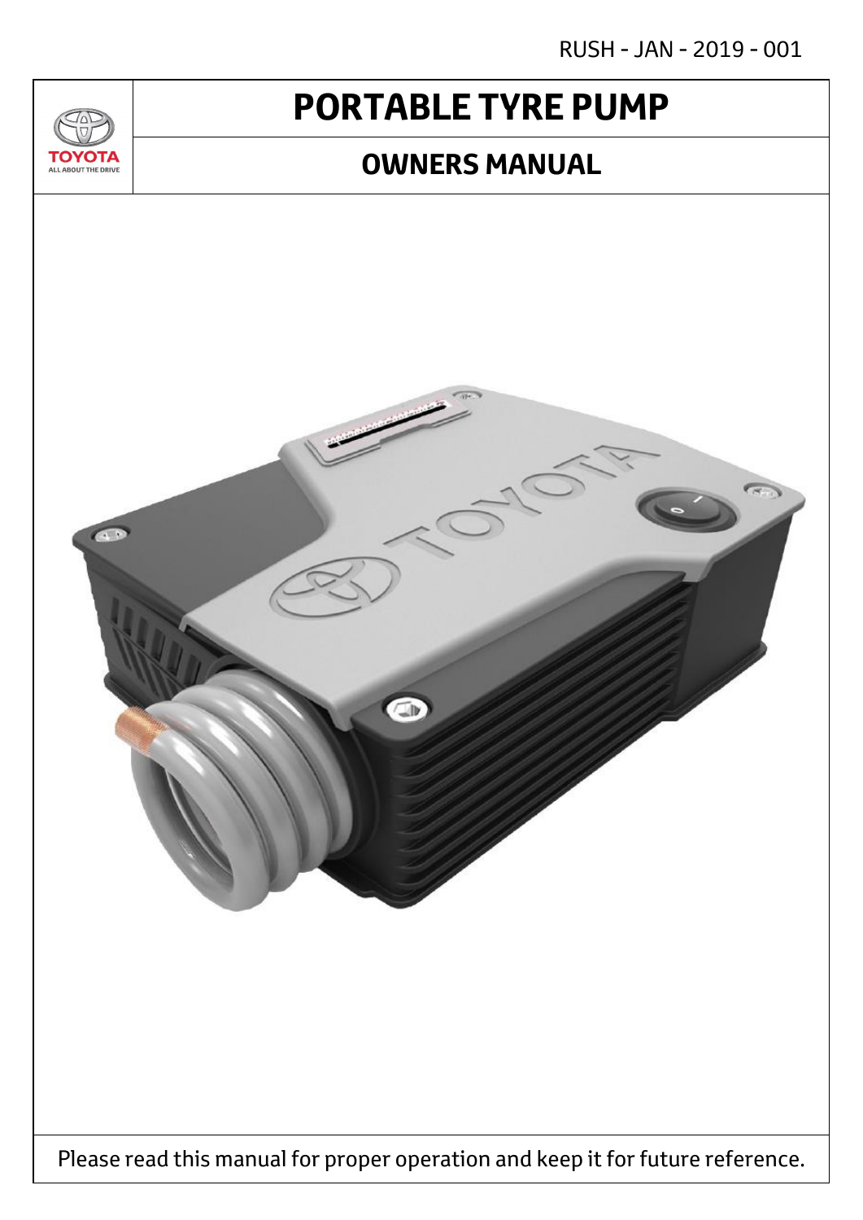RUSH - JAN - 2019 - 001

TOYOTA
ALL ABOUT THE DRIVE

# PORTABLE TYRE PUMP

## OWNERS MANUAL

Please read this manual for proper operation and keep it for future reference.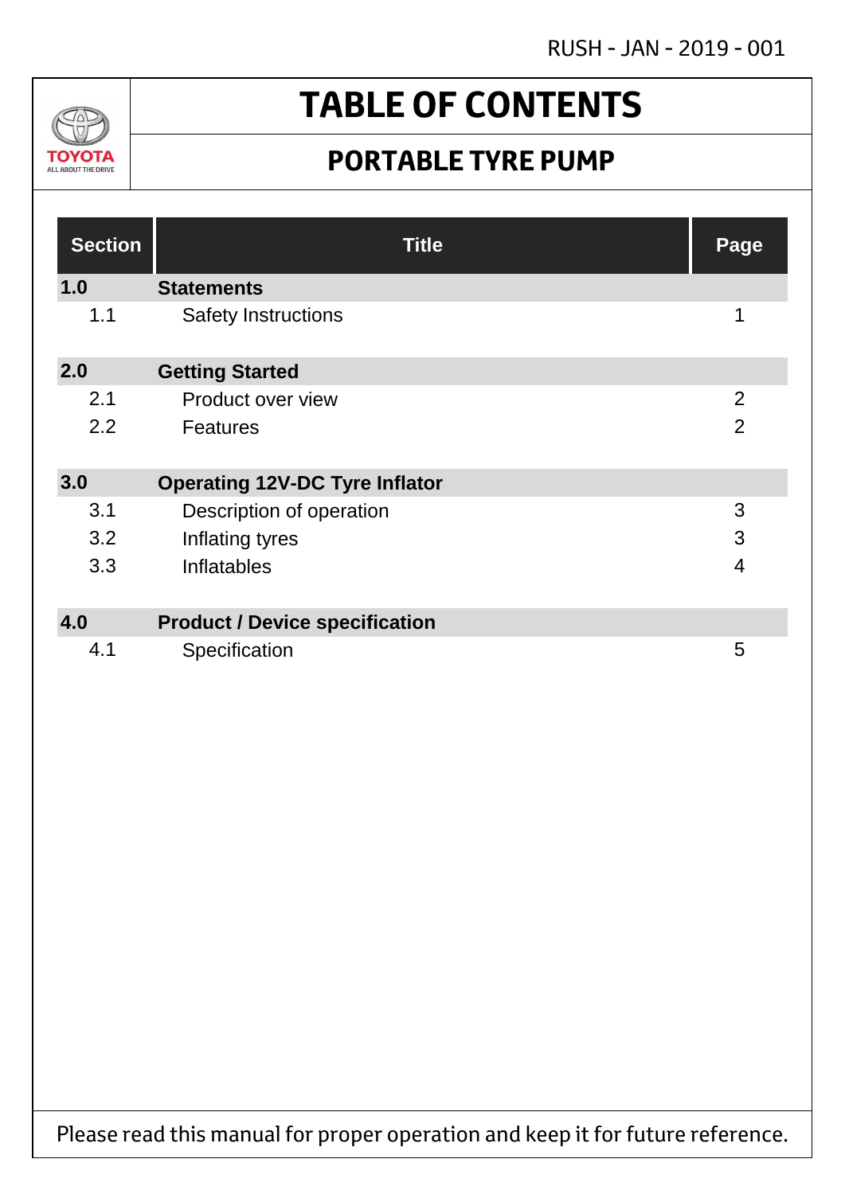RUSH - JAN - 2019 - 001

TOYOTA
ALL ABOUT THE DRIVE

# TABLE OF CONTENTS

## PORTABLE TYRE PUMP

| Section | Title | Page |
|---|---|---|
| **1.0** | **Statements** | |
| 1.1 | Safety Instructions | 1 |
| **2.0** | **Getting Started** | |
| 2.1 | Product over view | 2 |
| 2.2 | Features | 2 |
| **3.0** | **Operating 12V-DC Tyre Inflator** | |
| 3.1 | Description of operation | 3 |
| 3.2 | Inflating tyres | 3 |
| 3.3 | Inflatables | 4 |
| **4.0** | **Product / Device specification** | |
| 4.1 | Specification | 5 |

Please read this manual for proper operation and keep it for future reference.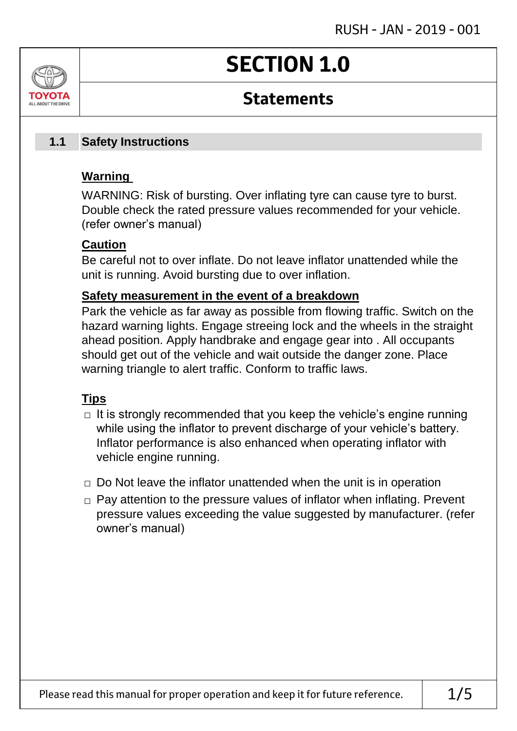# SECTION 1.0

## Statements

### 1.1 Safety Instructions

**Warning**

WARNING: Risk of bursting. Over inflating tyre can cause tyre to burst. Double check the rated pressure values recommended for your vehicle. (refer owner's manual)

**Caution**

Be careful not to over inflate. Do not leave inflator unattended while the unit is running. Avoid bursting due to over inflation.

**Safety measurement in the event of a breakdown**

Park the vehicle as far away as possible from flowing traffic. Switch on the hazard warning lights. Engage streeing lock and the wheels in the straight ahead position. Apply handbrake and engage gear into . All occupants should get out of the vehicle and wait outside the danger zone. Place warning triangle to alert traffic. Conform to traffic laws.

**Tips**

- It is strongly recommended that you keep the vehicle's engine running while using the inflator to prevent discharge of your vehicle's battery. Inflator performance is also enhanced when operating inflator with vehicle engine running.
- Do Not leave the inflator unattended when the unit is in operation
- Pay attention to the pressure values of inflator when inflating. Prevent pressure values exceeding the value suggested by manufacturer. (refer owner's manual)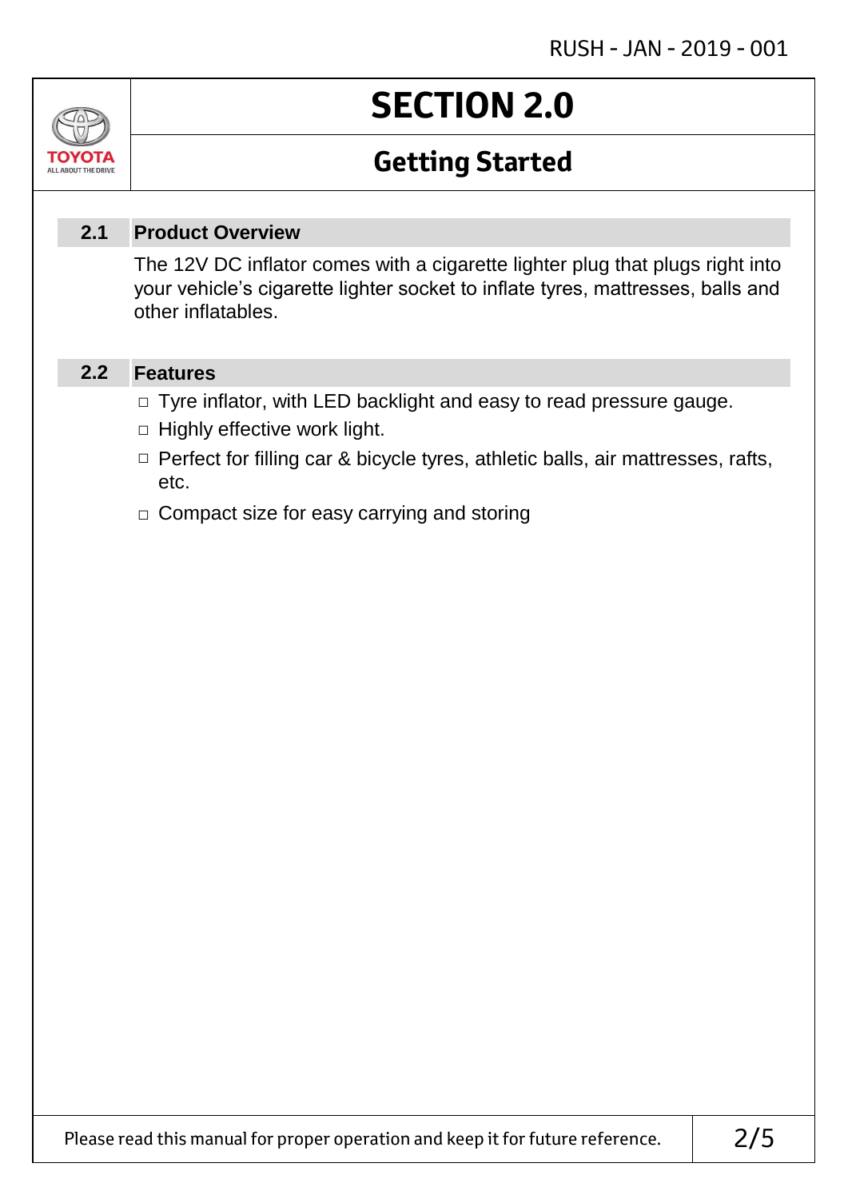# SECTION 2.0

## Getting Started

### 2.1 Product Overview

The 12V DC inflator comes with a cigarette lighter plug that plugs right into your vehicle's cigarette lighter socket to inflate tyres, mattresses, balls and other inflatables.

### 2.2 Features

- Tyre inflator, with LED backlight and easy to read pressure gauge.
- Highly effective work light.
- Perfect for filling car & bicycle tyres, athletic balls, air mattresses, rafts, etc.
- Compact size for easy carrying and storing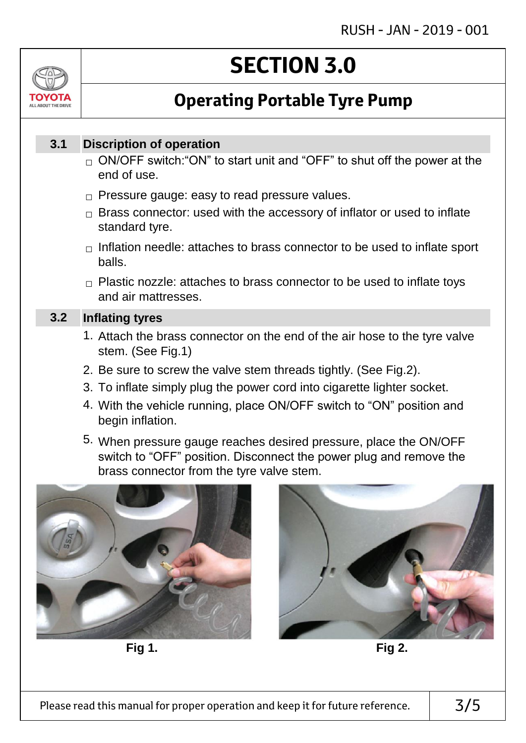# SECTION 3.0

## Operating Portable Tyre Pump

### 3.1 Discription of operation

- ON/OFF switch:"ON" to start unit and "OFF" to shut off the power at the end of use.
- Pressure gauge: easy to read pressure values.
- Brass connector: used with the accessory of inflator or used to inflate standard tyre.
- Inflation needle: attaches to brass connector to be used to inflate sport balls.
- Plastic nozzle: attaches to brass connector to be used to inflate toys and air mattresses.

### 3.2 Inflating tyres

1. Attach the brass connector on the end of the air hose to the tyre valve stem. (See Fig.1)
2. Be sure to screw the valve stem threads tightly. (See Fig.2).
3. To inflate simply plug the power cord into cigarette lighter socket.
4. With the vehicle running, place ON/OFF switch to "ON" position and begin inflation.
5. When pressure gauge reaches desired pressure, place the ON/OFF switch to "OFF" position. Disconnect the power plug and remove the brass connector from the tyre valve stem.

**Fig 1.**

**Fig 2.**

Please read this manual for proper operation and keep it for future reference.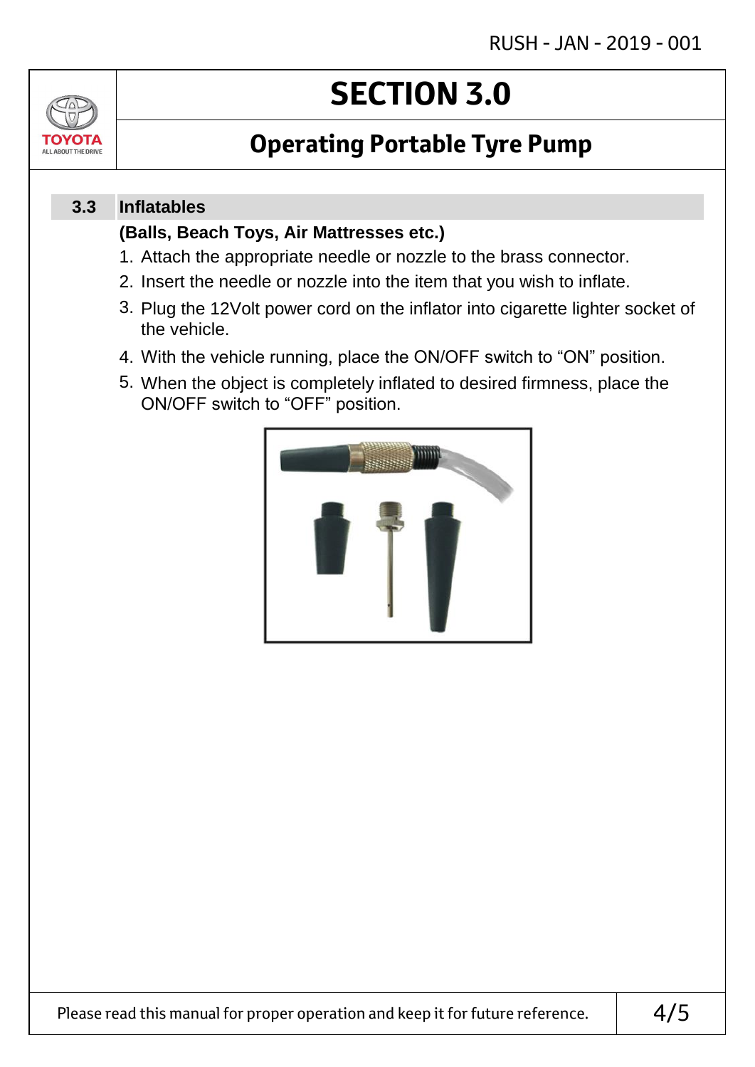# SECTION 3.0

## Operating Portable Tyre Pump

### 3.3 Inflatables

**(Balls, Beach Toys, Air Mattresses etc.)**

1. Attach the appropriate needle or nozzle to the brass connector.
2. Insert the needle or nozzle into the item that you wish to inflate.
3. Plug the 12Volt power cord on the inflator into cigarette lighter socket of the vehicle.
4. With the vehicle running, place the ON/OFF switch to “ON” position.
5. When the object is completely inflated to desired firmness, place the ON/OFF switch to “OFF” position.

Please read this manual for proper operation and keep it for future reference.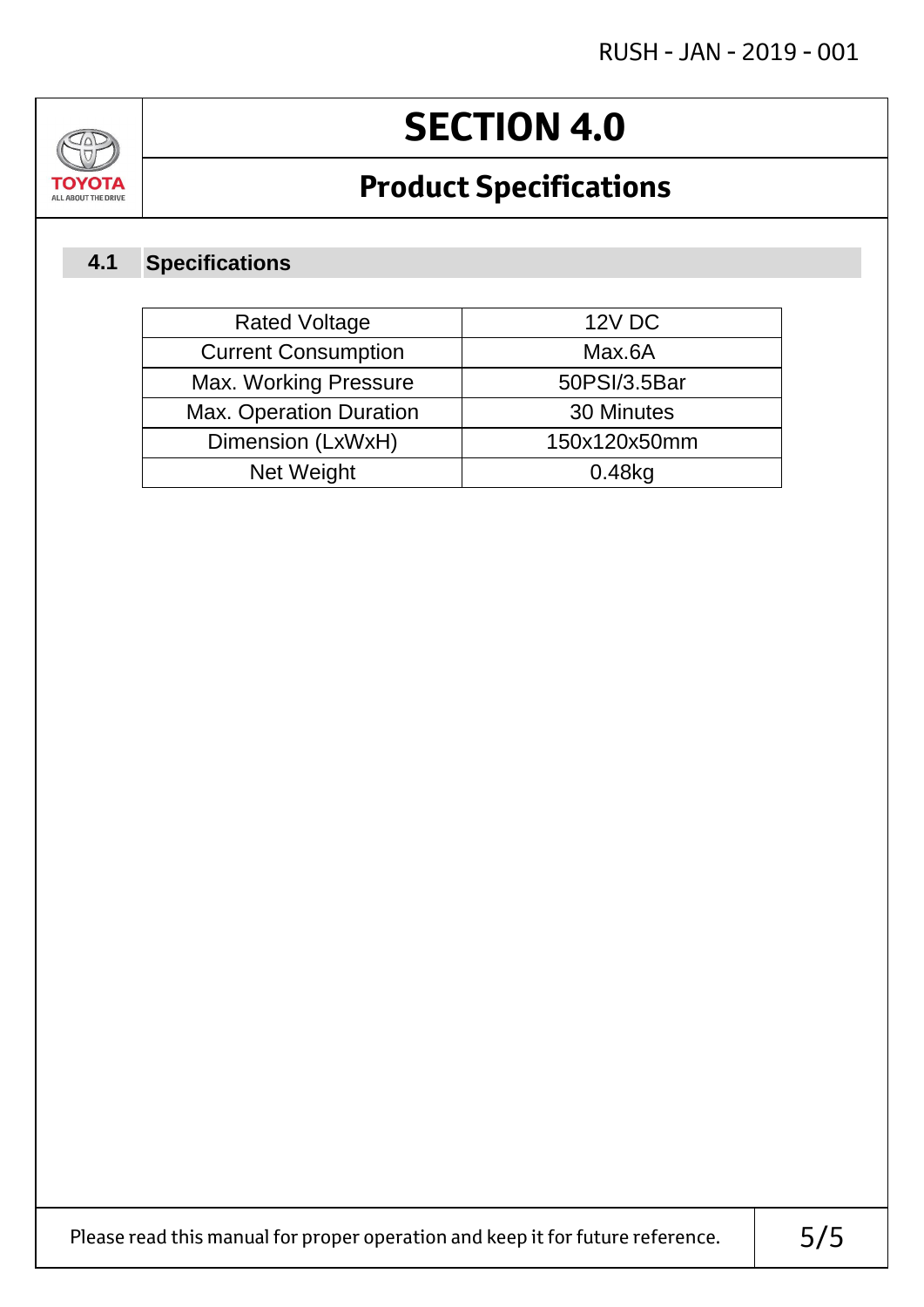# SECTION 4.0

## Product Specifications

### 4.1 Specifications

| | |
|---|---|
| Rated Voltage | 12V DC |
| Current Consumption | Max.6A |
| Max. Working Pressure | 50PSI/3.5Bar |
| Max. Operation Duration | 30 Minutes |
| Dimension (LxWxH) | 150x120x50mm |
| Net Weight | 0.48kg |

Please read this manual for proper operation and keep it for future reference.